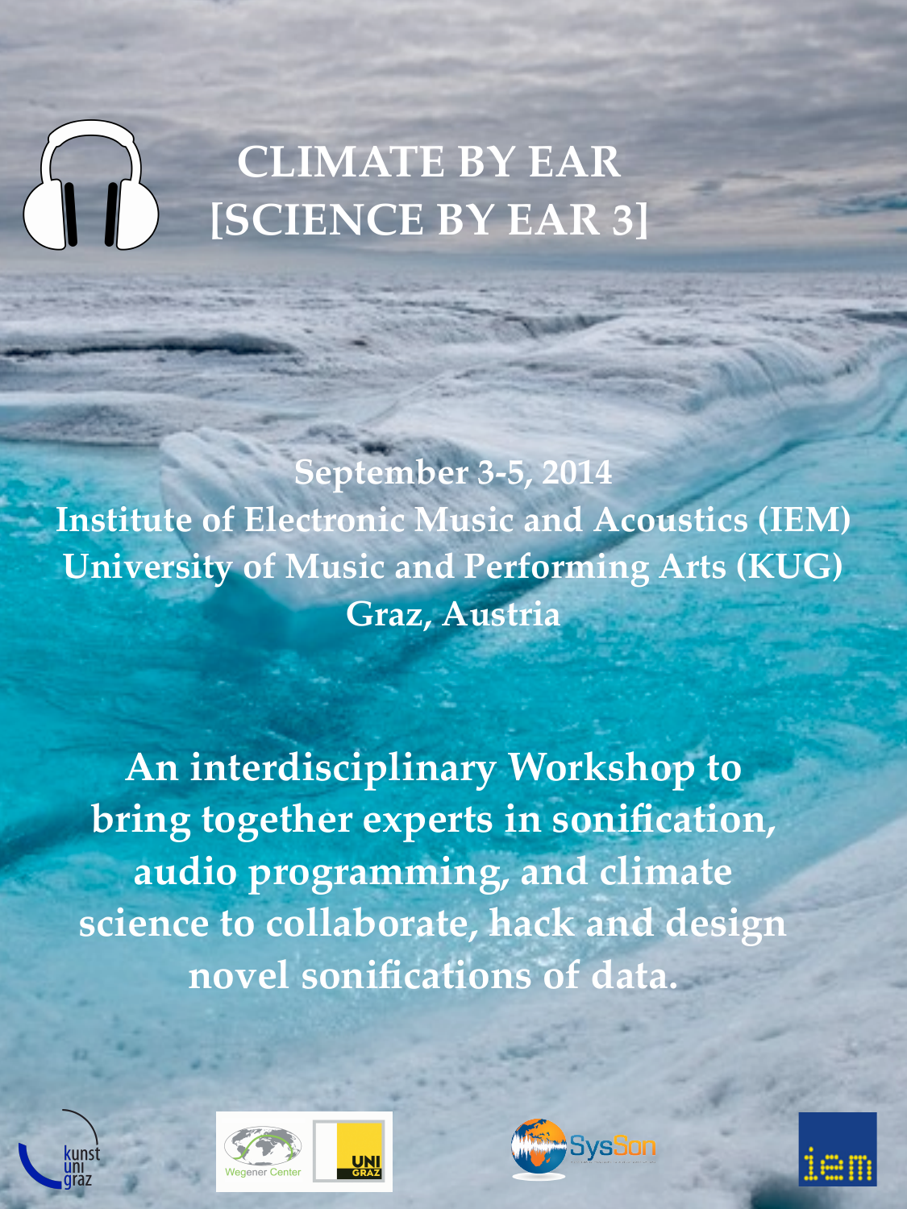# CLIMATE BY EAR
# [SCIENCE BY EAR 3]

**September 3-5, 2014**
**Institute of Electronic Music and Acoustics (IEM)**
**University of Music and Performing Arts (KUG)**
**Graz, Austria**

**An interdisciplinary Workshop to bring together experts in sonification, audio programming, and climate science to collaborate, hack and design novel sonifications of data.**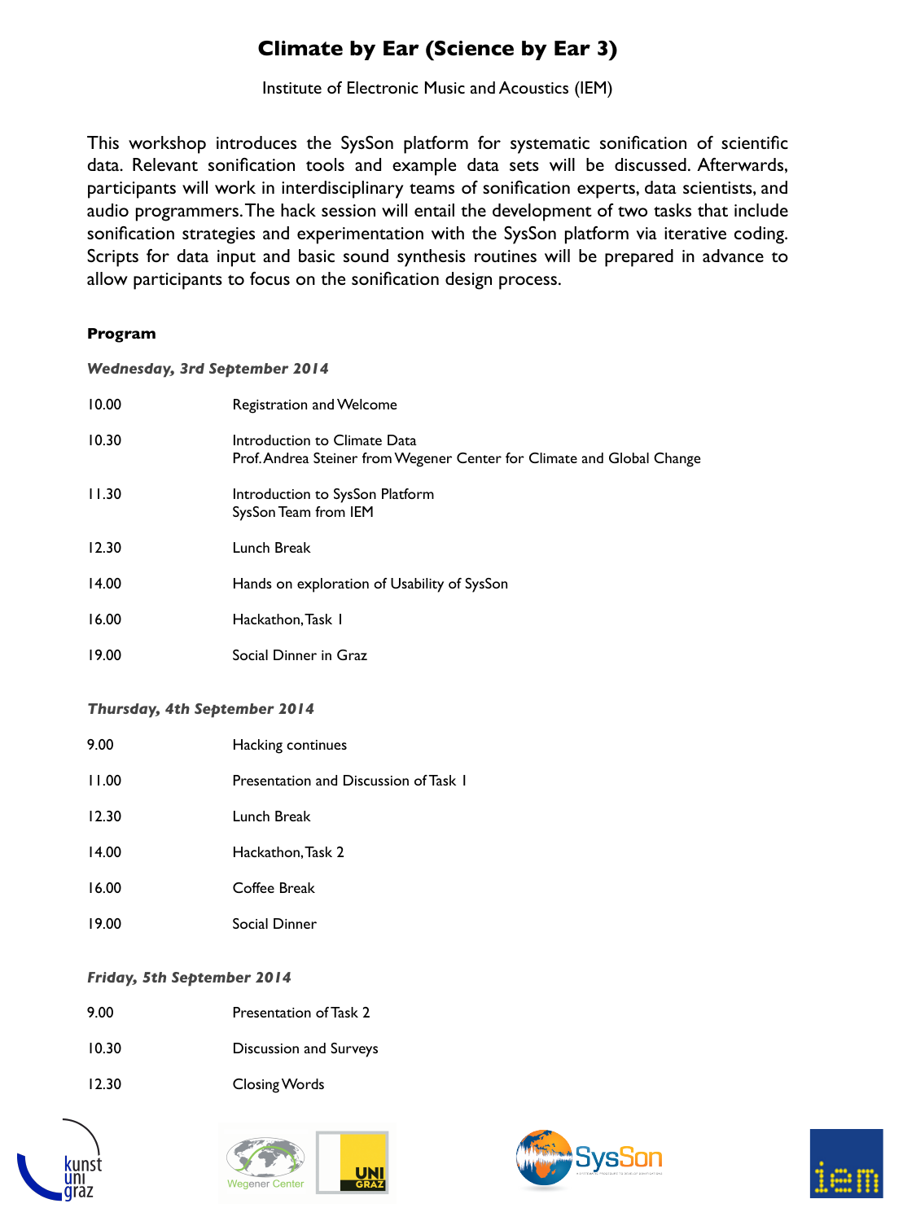# Climate by Ear (Science by Ear 3)

Institute of Electronic Music and Acoustics (IEM)

This workshop introduces the SysSon platform for systematic sonification of scientific data. Relevant sonification tools and example data sets will be discussed. Afterwards, participants will work in interdisciplinary teams of sonification experts, data scientists, and audio programmers. The hack session will entail the development of two tasks that include sonification strategies and experimentation with the SysSon platform via iterative coding. Scripts for data input and basic sound synthesis routines will be prepared in advance to allow participants to focus on the sonification design process.

**Program**

***Wednesday, 3rd September 2014***

| | |
|---|---|
| 10.00 | Registration and Welcome |
| 10.30 | Introduction to Climate Data<br>Prof. Andrea Steiner from Wegener Center for Climate and Global Change |
| 11.30 | Introduction to SysSon Platform<br>SysSon Team from IEM |
| 12.30 | Lunch Break |
| 14.00 | Hands on exploration of Usability of SysSon |
| 16.00 | Hackathon, Task 1 |
| 19.00 | Social Dinner in Graz |

***Thursday, 4th September 2014***

| | |
|---|---|
| 9.00 | Hacking continues |
| 11.00 | Presentation and Discussion of Task 1 |
| 12.30 | Lunch Break |
| 14.00 | Hackathon, Task 2 |
| 16.00 | Coffee Break |
| 19.00 | Social Dinner |

***Friday, 5th September 2014***

| | |
|---|---|
| 9.00 | Presentation of Task 2 |
| 10.30 | Discussion and Surveys |
| 12.30 | Closing Words |